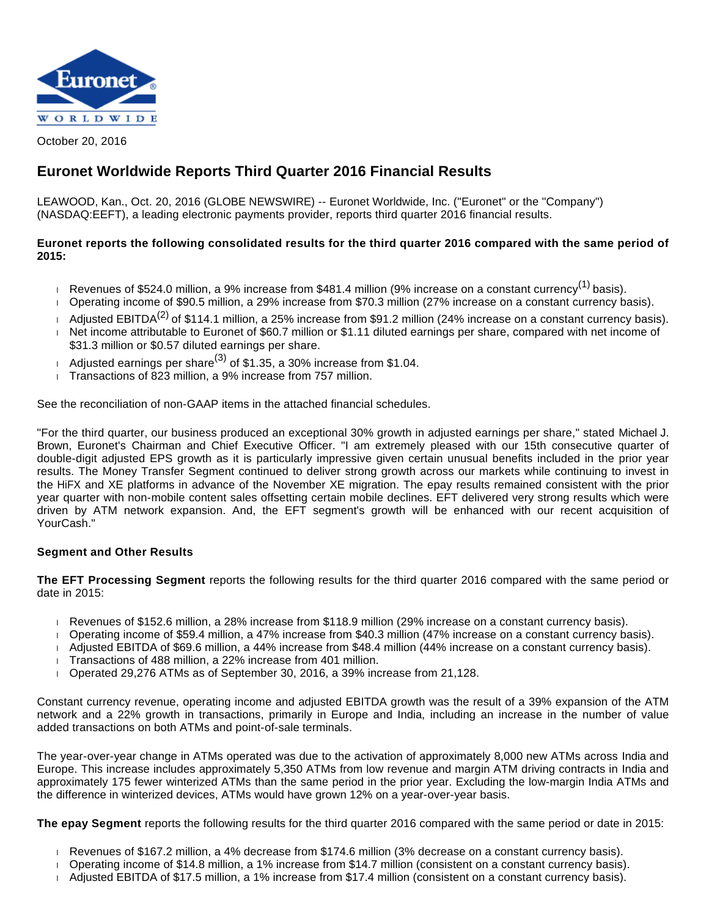October 20, 2016

# Euronet Worldwide Reports Third Quarter 2016 Financial Results

LEAWOOD, Kan., Oct. 20, 2016 (GLOBE NEWSWIRE) -- Euronet Worldwide, Inc. ("Euronet" or the "Company") (NASDAQ:EEFT), a leading electronic payments provider, reports third quarter 2016 financial results.

**Euronet reports the following consolidated results for the third quarter 2016 compared with the same period of 2015:**

- Revenues of $524.0 million, a 9% increase from $481.4 million (9% increase on a constant currency[1] basis).
- Operating income of $90.5 million, a 29% increase from $70.3 million (27% increase on a constant currency basis).
- Adjusted EBITDA[2] of $114.1 million, a 25% increase from $91.2 million (24% increase on a constant currency basis).
- Net income attributable to Euronet of $60.7 million or $1.11 diluted earnings per share, compared with net income of $31.3 million or $0.57 diluted earnings per share.
- Adjusted earnings per share[3] of $1.35, a 30% increase from $1.04.
- Transactions of 823 million, a 9% increase from 757 million.

See the reconciliation of non-GAAP items in the attached financial schedules.

"For the third quarter, our business produced an exceptional 30% growth in adjusted earnings per share," stated Michael J. Brown, Euronet's Chairman and Chief Executive Officer. "I am extremely pleased with our 15th consecutive quarter of double-digit adjusted EPS growth as it is particularly impressive given certain unusual benefits included in the prior year results. The Money Transfer Segment continued to deliver strong growth across our markets while continuing to invest in the HiFX and XE platforms in advance of the November XE migration. The epay results remained consistent with the prior year quarter with non-mobile content sales offsetting certain mobile declines. EFT delivered very strong results which were driven by ATM network expansion. And, the EFT segment's growth will be enhanced with our recent acquisition of YourCash."

**Segment and Other Results**

**The EFT Processing Segment** reports the following results for the third quarter 2016 compared with the same period or date in 2015:

- Revenues of $152.6 million, a 28% increase from $118.9 million (29% increase on a constant currency basis).
- Operating income of $59.4 million, a 47% increase from $40.3 million (47% increase on a constant currency basis).
- Adjusted EBITDA of $69.6 million, a 44% increase from $48.4 million (44% increase on a constant currency basis).
- Transactions of 488 million, a 22% increase from 401 million.
- Operated 29,276 ATMs as of September 30, 2016, a 39% increase from 21,128.

Constant currency revenue, operating income and adjusted EBITDA growth was the result of a 39% expansion of the ATM network and a 22% growth in transactions, primarily in Europe and India, including an increase in the number of value added transactions on both ATMs and point-of-sale terminals.

The year-over-year change in ATMs operated was due to the activation of approximately 8,000 new ATMs across India and Europe. This increase includes approximately 5,350 ATMs from low revenue and margin ATM driving contracts in India and approximately 175 fewer winterized ATMs than the same period in the prior year. Excluding the low-margin India ATMs and the difference in winterized devices, ATMs would have grown 12% on a year-over-year basis.

**The epay Segment** reports the following results for the third quarter 2016 compared with the same period or date in 2015:

- Revenues of $167.2 million, a 4% decrease from $174.6 million (3% decrease on a constant currency basis).
- Operating income of $14.8 million, a 1% increase from $14.7 million (consistent on a constant currency basis).
- Adjusted EBITDA of $17.5 million, a 1% increase from $17.4 million (consistent on a constant currency basis).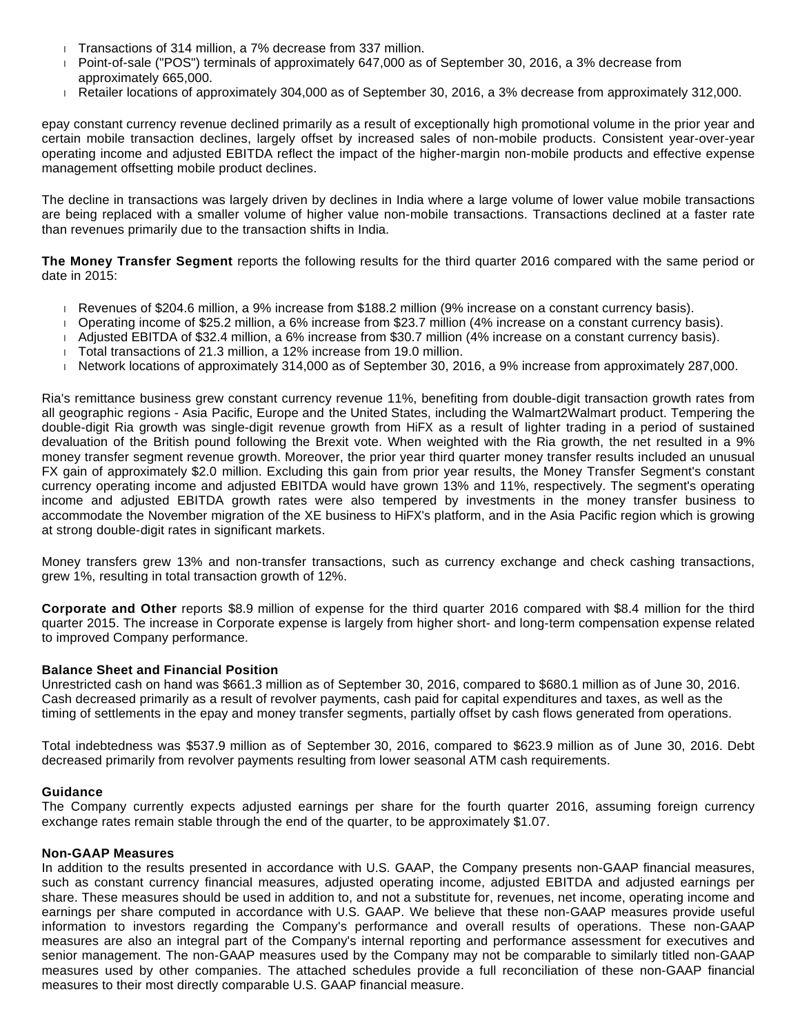- Transactions of 314 million, a 7% decrease from 337 million.
- Point-of-sale ("POS") terminals of approximately 647,000 as of September 30, 2016, a 3% decrease from approximately 665,000.
- Retailer locations of approximately 304,000 as of September 30, 2016, a 3% decrease from approximately 312,000.

epay constant currency revenue declined primarily as a result of exceptionally high promotional volume in the prior year and certain mobile transaction declines, largely offset by increased sales of non-mobile products. Consistent year-over-year operating income and adjusted EBITDA reflect the impact of the higher-margin non-mobile products and effective expense management offsetting mobile product declines.

The decline in transactions was largely driven by declines in India where a large volume of lower value mobile transactions are being replaced with a smaller volume of higher value non-mobile transactions. Transactions declined at a faster rate than revenues primarily due to the transaction shifts in India.

**The Money Transfer Segment** reports the following results for the third quarter 2016 compared with the same period or date in 2015:

- Revenues of $204.6 million, a 9% increase from $188.2 million (9% increase on a constant currency basis).
- Operating income of $25.2 million, a 6% increase from $23.7 million (4% increase on a constant currency basis).
- Adjusted EBITDA of $32.4 million, a 6% increase from $30.7 million (4% increase on a constant currency basis).
- Total transactions of 21.3 million, a 12% increase from 19.0 million.
- Network locations of approximately 314,000 as of September 30, 2016, a 9% increase from approximately 287,000.

Ria's remittance business grew constant currency revenue 11%, benefiting from double-digit transaction growth rates from all geographic regions - Asia Pacific, Europe and the United States, including the Walmart2Walmart product. Tempering the double-digit Ria growth was single-digit revenue growth from HiFX as a result of lighter trading in a period of sustained devaluation of the British pound following the Brexit vote. When weighted with the Ria growth, the net resulted in a 9% money transfer segment revenue growth. Moreover, the prior year third quarter money transfer results included an unusual FX gain of approximately $2.0 million. Excluding this gain from prior year results, the Money Transfer Segment's constant currency operating income and adjusted EBITDA would have grown 13% and 11%, respectively. The segment's operating income and adjusted EBITDA growth rates were also tempered by investments in the money transfer business to accommodate the November migration of the XE business to HiFX's platform, and in the Asia Pacific region which is growing at strong double-digit rates in significant markets.

Money transfers grew 13% and non-transfer transactions, such as currency exchange and check cashing transactions, grew 1%, resulting in total transaction growth of 12%.

**Corporate and Other** reports $8.9 million of expense for the third quarter 2016 compared with $8.4 million for the third quarter 2015. The increase in Corporate expense is largely from higher short- and long-term compensation expense related to improved Company performance.

**Balance Sheet and Financial Position**

Unrestricted cash on hand was $661.3 million as of September 30, 2016, compared to $680.1 million as of June 30, 2016. Cash decreased primarily as a result of revolver payments, cash paid for capital expenditures and taxes, as well as the timing of settlements in the epay and money transfer segments, partially offset by cash flows generated from operations.

Total indebtedness was $537.9 million as of September 30, 2016, compared to $623.9 million as of June 30, 2016. Debt decreased primarily from revolver payments resulting from lower seasonal ATM cash requirements.

**Guidance**

The Company currently expects adjusted earnings per share for the fourth quarter 2016, assuming foreign currency exchange rates remain stable through the end of the quarter, to be approximately $1.07.

**Non-GAAP Measures**

In addition to the results presented in accordance with U.S. GAAP, the Company presents non-GAAP financial measures, such as constant currency financial measures, adjusted operating income, adjusted EBITDA and adjusted earnings per share. These measures should be used in addition to, and not a substitute for, revenues, net income, operating income and earnings per share computed in accordance with U.S. GAAP. We believe that these non-GAAP measures provide useful information to investors regarding the Company's performance and overall results of operations. These non-GAAP measures are also an integral part of the Company's internal reporting and performance assessment for executives and senior management. The non-GAAP measures used by the Company may not be comparable to similarly titled non-GAAP measures used by other companies. The attached schedules provide a full reconciliation of these non-GAAP financial measures to their most directly comparable U.S. GAAP financial measure.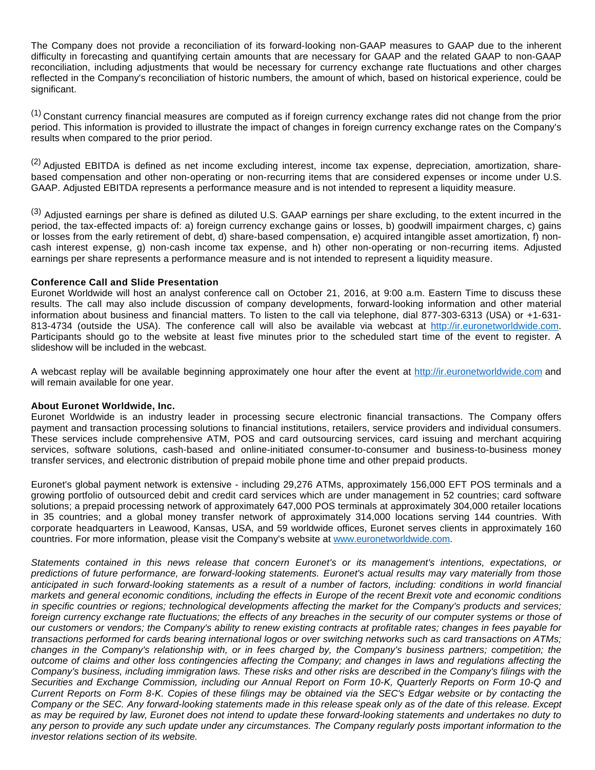The Company does not provide a reconciliation of its forward-looking non-GAAP measures to GAAP due to the inherent difficulty in forecasting and quantifying certain amounts that are necessary for GAAP and the related GAAP to non-GAAP reconciliation, including adjustments that would be necessary for currency exchange rate fluctuations and other charges reflected in the Company's reconciliation of historic numbers, the amount of which, based on historical experience, could be significant.

(1) Constant currency financial measures are computed as if foreign currency exchange rates did not change from the prior period. This information is provided to illustrate the impact of changes in foreign currency exchange rates on the Company's results when compared to the prior period.

(2) Adjusted EBITDA is defined as net income excluding interest, income tax expense, depreciation, amortization, share-based compensation and other non-operating or non-recurring items that are considered expenses or income under U.S. GAAP. Adjusted EBITDA represents a performance measure and is not intended to represent a liquidity measure.

(3) Adjusted earnings per share is defined as diluted U.S. GAAP earnings per share excluding, to the extent incurred in the period, the tax-effected impacts of: a) foreign currency exchange gains or losses, b) goodwill impairment charges, c) gains or losses from the early retirement of debt, d) share-based compensation, e) acquired intangible asset amortization, f) non-cash interest expense, g) non-cash income tax expense, and h) other non-operating or non-recurring items. Adjusted earnings per share represents a performance measure and is not intended to represent a liquidity measure.

**Conference Call and Slide Presentation**

Euronet Worldwide will host an analyst conference call on October 21, 2016, at 9:00 a.m. Eastern Time to discuss these results. The call may also include discussion of company developments, forward-looking information and other material information about business and financial matters. To listen to the call via telephone, dial 877-303-6313 (USA) or +1-631-813-4734 (outside the USA). The conference call will also be available via webcast at http://ir.euronetworldwide.com. Participants should go to the website at least five minutes prior to the scheduled start time of the event to register. A slideshow will be included in the webcast.

A webcast replay will be available beginning approximately one hour after the event at http://ir.euronetworldwide.com and will remain available for one year.

**About Euronet Worldwide, Inc.**

Euronet Worldwide is an industry leader in processing secure electronic financial transactions. The Company offers payment and transaction processing solutions to financial institutions, retailers, service providers and individual consumers. These services include comprehensive ATM, POS and card outsourcing services, card issuing and merchant acquiring services, software solutions, cash-based and online-initiated consumer-to-consumer and business-to-business money transfer services, and electronic distribution of prepaid mobile phone time and other prepaid products.

Euronet's global payment network is extensive - including 29,276 ATMs, approximately 156,000 EFT POS terminals and a growing portfolio of outsourced debit and credit card services which are under management in 52 countries; card software solutions; a prepaid processing network of approximately 647,000 POS terminals at approximately 304,000 retailer locations in 35 countries; and a global money transfer network of approximately 314,000 locations serving 144 countries. With corporate headquarters in Leawood, Kansas, USA, and 59 worldwide offices, Euronet serves clients in approximately 160 countries. For more information, please visit the Company's website at www.euronetworldwide.com.

*Statements contained in this news release that concern Euronet's or its management's intentions, expectations, or predictions of future performance, are forward-looking statements. Euronet's actual results may vary materially from those anticipated in such forward-looking statements as a result of a number of factors, including: conditions in world financial markets and general economic conditions, including the effects in Europe of the recent Brexit vote and economic conditions in specific countries or regions; technological developments affecting the market for the Company's products and services; foreign currency exchange rate fluctuations; the effects of any breaches in the security of our computer systems or those of our customers or vendors; the Company's ability to renew existing contracts at profitable rates; changes in fees payable for transactions performed for cards bearing international logos or over switching networks such as card transactions on ATMs; changes in the Company's relationship with, or in fees charged by, the Company's business partners; competition; the outcome of claims and other loss contingencies affecting the Company; and changes in laws and regulations affecting the Company's business, including immigration laws. These risks and other risks are described in the Company's filings with the Securities and Exchange Commission, including our Annual Report on Form 10-K, Quarterly Reports on Form 10-Q and Current Reports on Form 8-K. Copies of these filings may be obtained via the SEC's Edgar website or by contacting the Company or the SEC. Any forward-looking statements made in this release speak only as of the date of this release. Except as may be required by law, Euronet does not intend to update these forward-looking statements and undertakes no duty to any person to provide any such update under any circumstances. The Company regularly posts important information to the investor relations section of its website.*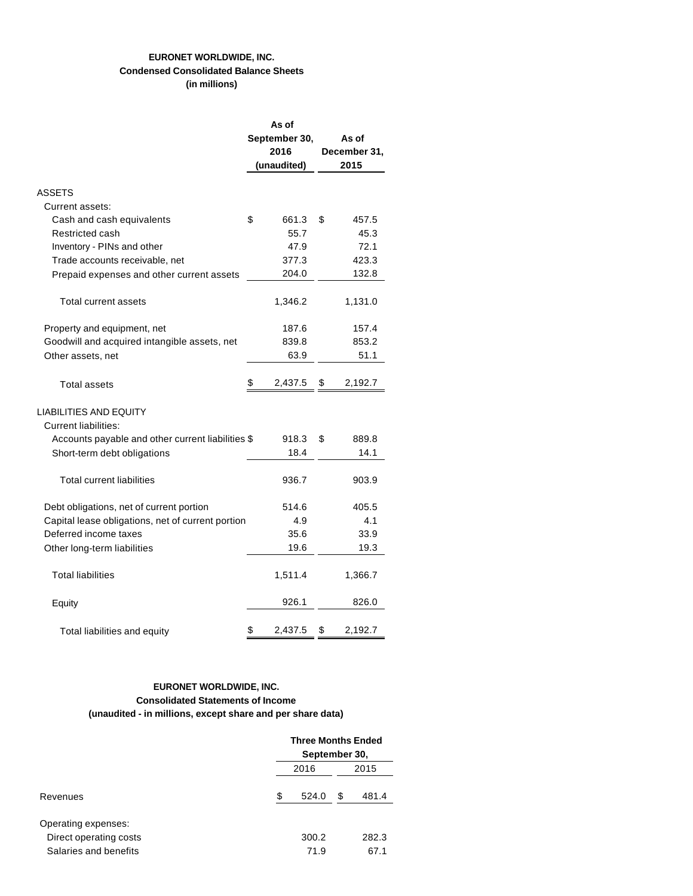**EURONET WORLDWIDE, INC.**
**Condensed Consolidated Balance Sheets**
**(in millions)**

| | As of September 30, 2016 (unaudited) | As of December 31, 2015 |
|---|---|---|
| ASSETS | | |
| Current assets: | | |
| Cash and cash equivalents | $ 661.3 | $ 457.5 |
| Restricted cash | 55.7 | 45.3 |
| Inventory - PINs and other | 47.9 | 72.1 |
| Trade accounts receivable, net | 377.3 | 423.3 |
| Prepaid expenses and other current assets | 204.0 | 132.8 |
| Total current assets | 1,346.2 | 1,131.0 |
| Property and equipment, net | 187.6 | 157.4 |
| Goodwill and acquired intangible assets, net | 839.8 | 853.2 |
| Other assets, net | 63.9 | 51.1 |
| Total assets | $ 2,437.5 | $ 2,192.7 |
| LIABILITIES AND EQUITY | | |
| Current liabilities: | | |
| Accounts payable and other current liabilities | $ 918.3 | $ 889.8 |
| Short-term debt obligations | 18.4 | 14.1 |
| Total current liabilities | 936.7 | 903.9 |
| Debt obligations, net of current portion | 514.6 | 405.5 |
| Capital lease obligations, net of current portion | 4.9 | 4.1 |
| Deferred income taxes | 35.6 | 33.9 |
| Other long-term liabilities | 19.6 | 19.3 |
| Total liabilities | 1,511.4 | 1,366.7 |
| Equity | 926.1 | 826.0 |
| Total liabilities and equity | $ 2,437.5 | $ 2,192.7 |

**EURONET WORLDWIDE, INC.**
**Consolidated Statements of Income**
**(unaudited - in millions, except share and per share data)**

| | Three Months Ended September 30, | |
|---|---|---|
| | 2016 | 2015 |
| Revenues | $ 524.0 | $ 481.4 |
| Operating expenses: | | |
| Direct operating costs | 300.2 | 282.3 |
| Salaries and benefits | 71.9 | 67.1 |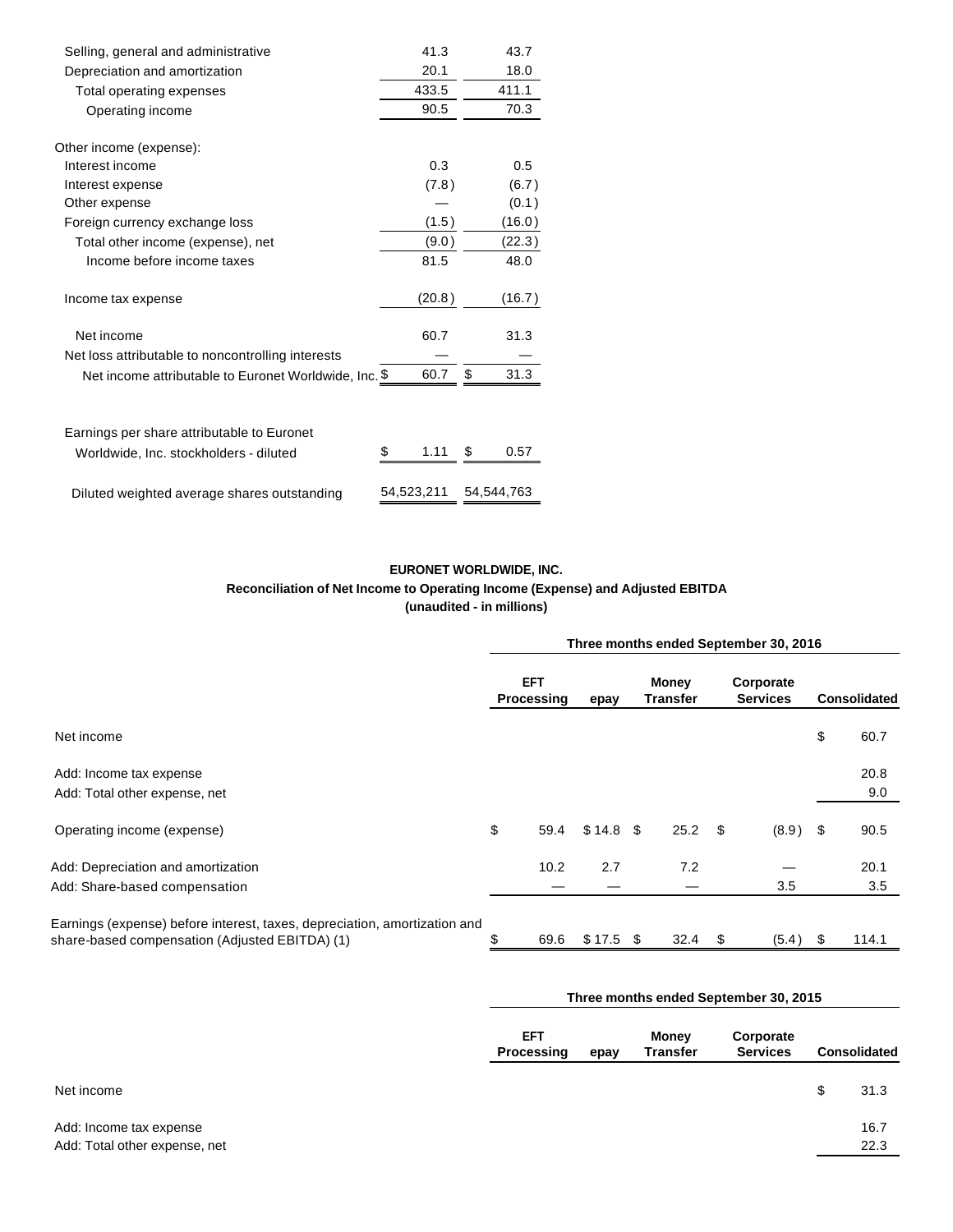| | | |
|---|---|---|
| Selling, general and administrative | 41.3 | 43.7 |
| Depreciation and amortization | 20.1 | 18.0 |
| Total operating expenses | 433.5 | 411.1 |
| Operating income | 90.5 | 70.3 |
| | | |
| Other income (expense): | | |
| Interest income | 0.3 | 0.5 |
| Interest expense | (7.8) | (6.7) |
| Other expense | — | (0.1) |
| Foreign currency exchange loss | (1.5) | (16.0) |
| Total other income (expense), net | (9.0) | (22.3) |
| Income before income taxes | 81.5 | 48.0 |
| | | |
| Income tax expense | (20.8) | (16.7) |
| | | |
| Net income | 60.7 | 31.3 |
| Net loss attributable to noncontrolling interests | — | — |
| Net income attributable to Euronet Worldwide, Inc. | $ 60.7 | $ 31.3 |
| | | |
| Earnings per share attributable to Euronet Worldwide, Inc. stockholders - diluted | $ 1.11 | $ 0.57 |
| | | |
| Diluted weighted average shares outstanding | 54,523,211 | 54,544,763 |

**EURONET WORLDWIDE, INC.**
**Reconciliation of Net Income to Operating Income (Expense) and Adjusted EBITDA**
**(unaudited - in millions)**

| | Three months ended September 30, 2016 | | | | |
|---|---|---|---|---|---|
| | EFT Processing | epay | Money Transfer | Corporate Services | Consolidated |
| Net income | | | | | $ 60.7 |
| Add: Income tax expense | | | | | 20.8 |
| Add: Total other expense, net | | | | | 9.0 |
| Operating income (expense) | $ 59.4 | $ 14.8 | $ 25.2 | $ (8.9) | $ 90.5 |
| Add: Depreciation and amortization | 10.2 | 2.7 | 7.2 | — | 20.1 |
| Add: Share-based compensation | — | — | — | 3.5 | 3.5 |
| Earnings (expense) before interest, taxes, depreciation, amortization and share-based compensation (Adjusted EBITDA) (1) | $ 69.6 | $ 17.5 | $ 32.4 | $ (5.4) | $ 114.1 |

| | Three months ended September 30, 2015 | | | | |
|---|---|---|---|---|---|
| | EFT Processing | epay | Money Transfer | Corporate Services | Consolidated |
| Net income | | | | | $ 31.3 |
| Add: Income tax expense | | | | | 16.7 |
| Add: Total other expense, net | | | | | 22.3 |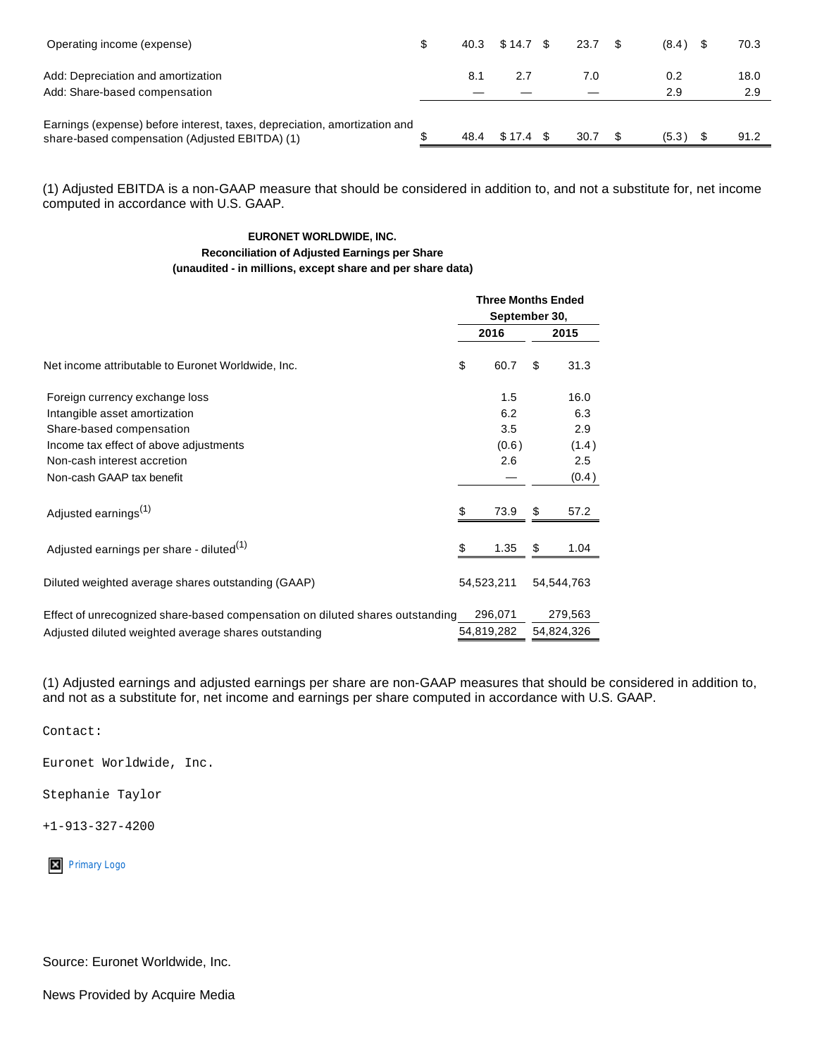| | | | | | |
|---|---|---|---|---|---|
| Operating income (expense) | $ 40.3 | $ 14.7 | $ 23.7 | $ (8.4) | $ 70.3 |
| Add: Depreciation and amortization | 8.1 | 2.7 | 7.0 | 0.2 | 18.0 |
| Add: Share-based compensation | — | — | — | 2.9 | 2.9 |
| Earnings (expense) before interest, taxes, depreciation, amortization and share-based compensation (Adjusted EBITDA) (1) | $ 48.4 | $ 17.4 | $ 30.7 | $ (5.3) | $ 91.2 |

(1) Adjusted EBITDA is a non-GAAP measure that should be considered in addition to, and not a substitute for, net income computed in accordance with U.S. GAAP.

**EURONET WORLDWIDE, INC.**
**Reconciliation of Adjusted Earnings per Share**
**(unaudited - in millions, except share and per share data)**

| | Three Months Ended September 30, | |
|---|---|---|
| | **2016** | **2015** |
| Net income attributable to Euronet Worldwide, Inc. | $ 60.7 | $ 31.3 |
| Foreign currency exchange loss | 1.5 | 16.0 |
| Intangible asset amortization | 6.2 | 6.3 |
| Share-based compensation | 3.5 | 2.9 |
| Income tax effect of above adjustments | (0.6) | (1.4) |
| Non-cash interest accretion | 2.6 | 2.5 |
| Non-cash GAAP tax benefit | — | (0.4) |
| Adjusted earnings(1) | $ 73.9 | $ 57.2 |
| Adjusted earnings per share - diluted(1) | $ 1.35 | $ 1.04 |
| Diluted weighted average shares outstanding (GAAP) | 54,523,211 | 54,544,763 |
| Effect of unrecognized share-based compensation on diluted shares outstanding | 296,071 | 279,563 |
| Adjusted diluted weighted average shares outstanding | 54,819,282 | 54,824,326 |

(1) Adjusted earnings and adjusted earnings per share are non-GAAP measures that should be considered in addition to, and not as a substitute for, net income and earnings per share computed in accordance with U.S. GAAP.

Contact:

Euronet Worldwide, Inc.

Stephanie Taylor

+1-913-327-4200

Primary Logo

Source: Euronet Worldwide, Inc.

News Provided by Acquire Media